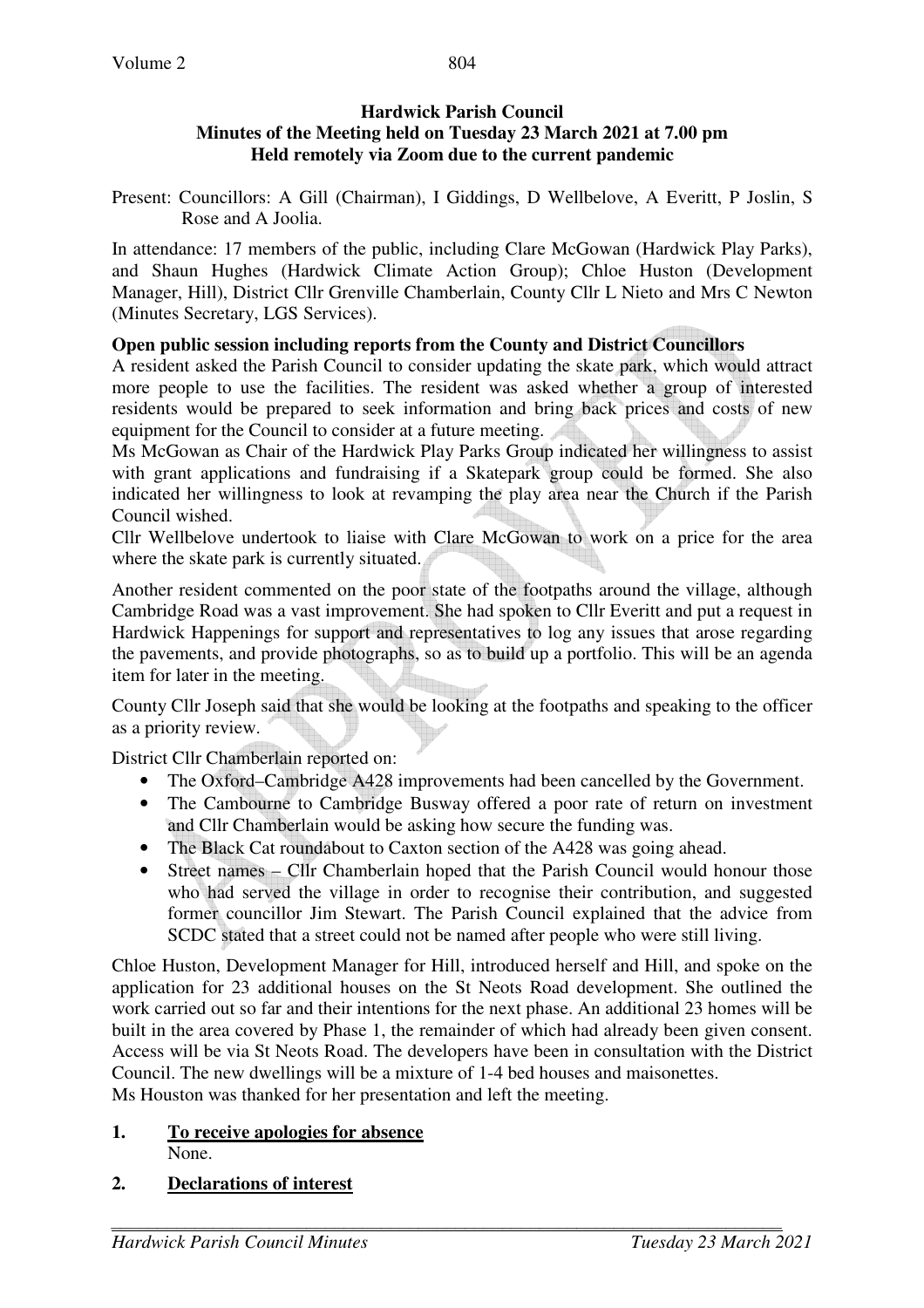**Hardwick Parish Council**
**Minutes of the Meeting held on Tuesday 23 March 2021 at 7.00 pm**
**Held remotely via Zoom due to the current pandemic**

Present: Councillors: A Gill (Chairman), I Giddings, D Wellbelove, A Everitt, P Joslin, S Rose and A Joolia.

In attendance: 17 members of the public, including Clare McGowan (Hardwick Play Parks), and Shaun Hughes (Hardwick Climate Action Group); Chloe Huston (Development Manager, Hill), District Cllr Grenville Chamberlain, County Cllr L Nieto and Mrs C Newton (Minutes Secretary, LGS Services).

**Open public session including reports from the County and District Councillors**

A resident asked the Parish Council to consider updating the skate park, which would attract more people to use the facilities. The resident was asked whether a group of interested residents would be prepared to seek information and bring back prices and costs of new equipment for the Council to consider at a future meeting.

Ms McGowan as Chair of the Hardwick Play Parks Group indicated her willingness to assist with grant applications and fundraising if a Skatepark group could be formed. She also indicated her willingness to look at revamping the play area near the Church if the Parish Council wished.

Cllr Wellbelove undertook to liaise with Clare McGowan to work on a price for the area where the skate park is currently situated.

Another resident commented on the poor state of the footpaths around the village, although Cambridge Road was a vast improvement. She had spoken to Cllr Everitt and put a request in Hardwick Happenings for support and representatives to log any issues that arose regarding the pavements, and provide photographs, so as to build up a portfolio. This will be an agenda item for later in the meeting.

County Cllr Joseph said that she would be looking at the footpaths and speaking to the officer as a priority review.

District Cllr Chamberlain reported on:

- The Oxford–Cambridge A428 improvements had been cancelled by the Government.
- The Cambourne to Cambridge Busway offered a poor rate of return on investment and Cllr Chamberlain would be asking how secure the funding was.
- The Black Cat roundabout to Caxton section of the A428 was going ahead.
- Street names – Cllr Chamberlain hoped that the Parish Council would honour those who had served the village in order to recognise their contribution, and suggested former councillor Jim Stewart. The Parish Council explained that the advice from SCDC stated that a street could not be named after people who were still living.

Chloe Huston, Development Manager for Hill, introduced herself and Hill, and spoke on the application for 23 additional houses on the St Neots Road development. She outlined the work carried out so far and their intentions for the next phase. An additional 23 homes will be built in the area covered by Phase 1, the remainder of which had already been given consent. Access will be via St Neots Road. The developers have been in consultation with the District Council. The new dwellings will be a mixture of 1-4 bed houses and maisonettes.

Ms Houston was thanked for her presentation and left the meeting.

**1. <u>To receive apologies for absence</u>**

None.

**2. <u>Declarations of interest</u>**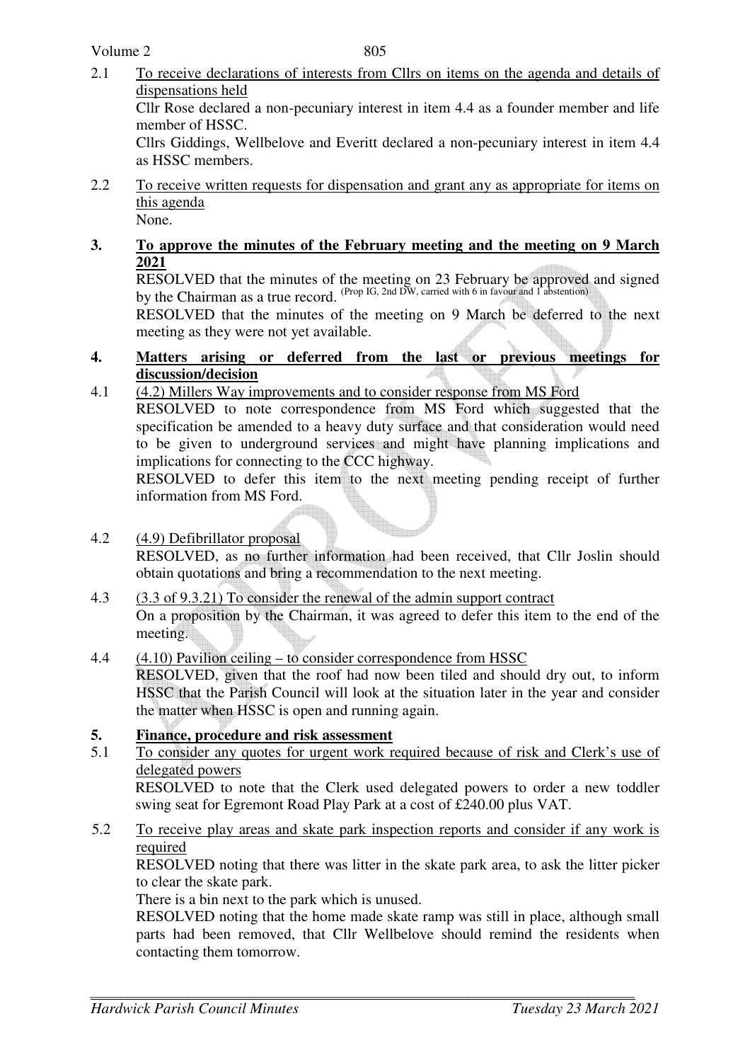2.1 To receive declarations of interests from Cllrs on items on the agenda and details of dispensations held

Cllr Rose declared a non-pecuniary interest in item 4.4 as a founder member and life member of HSSC.

Cllrs Giddings, Wellbelove and Everitt declared a non-pecuniary interest in item 4.4 as HSSC members.

2.2 To receive written requests for dispensation and grant any as appropriate for items on this agenda

None.

**3. To approve the minutes of the February meeting and the meeting on 9 March 2021**

RESOLVED that the minutes of the meeting on 23 February be approved and signed by the Chairman as a true record. (Prop IG, 2nd DW, carried with 6 in favour and 1 abstention)

RESOLVED that the minutes of the meeting on 9 March be deferred to the next meeting as they were not yet available.

**4. Matters arising or deferred from the last or previous meetings for discussion/decision**

4.1 (4.2) Millers Way improvements and to consider response from MS Ford

RESOLVED to note correspondence from MS Ford which suggested that the specification be amended to a heavy duty surface and that consideration would need to be given to underground services and might have planning implications and implications for connecting to the CCC highway.

RESOLVED to defer this item to the next meeting pending receipt of further information from MS Ford.

4.2 (4.9) Defibrillator proposal

RESOLVED, as no further information had been received, that Cllr Joslin should obtain quotations and bring a recommendation to the next meeting.

4.3 (3.3 of 9.3.21) To consider the renewal of the admin support contract

On a proposition by the Chairman, it was agreed to defer this item to the end of the meeting.

4.4 (4.10) Pavilion ceiling – to consider correspondence from HSSC

RESOLVED, given that the roof had now been tiled and should dry out, to inform HSSC that the Parish Council will look at the situation later in the year and consider the matter when HSSC is open and running again.

**5. Finance, procedure and risk assessment**

5.1 To consider any quotes for urgent work required because of risk and Clerk's use of delegated powers

RESOLVED to note that the Clerk used delegated powers to order a new toddler swing seat for Egremont Road Play Park at a cost of £240.00 plus VAT.

5.2 To receive play areas and skate park inspection reports and consider if any work is required

RESOLVED noting that there was litter in the skate park area, to ask the litter picker to clear the skate park.

There is a bin next to the park which is unused.

RESOLVED noting that the home made skate ramp was still in place, although small parts had been removed, that Cllr Wellbelove should remind the residents when contacting them tomorrow.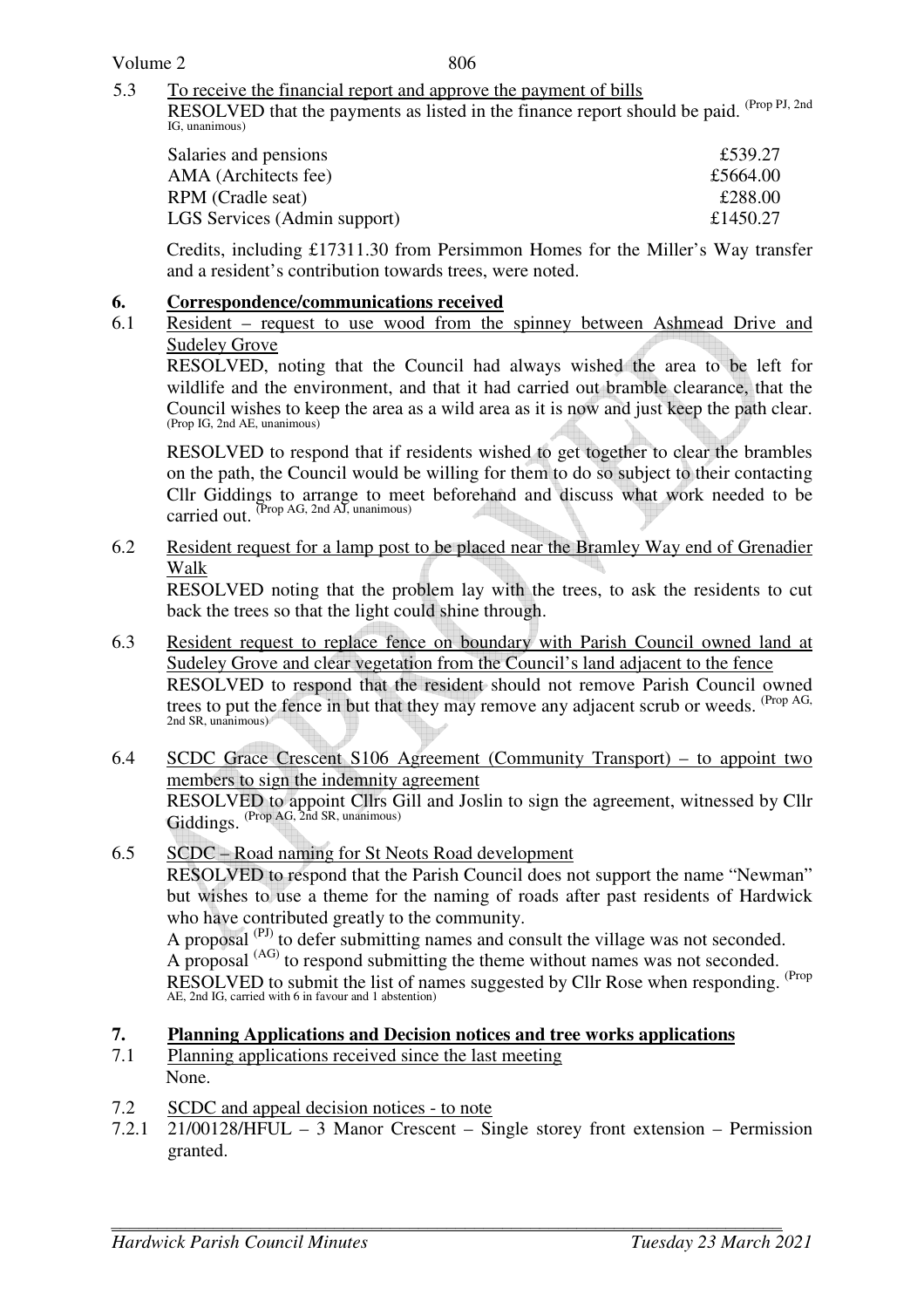5.3 <u>To receive the financial report and approve the payment of bills</u>
RESOLVED that the payments as listed in the finance report should be paid. (Prop PJ, 2nd IG, unanimous)

| | |
|---|---|
| Salaries and pensions | £539.27 |
| AMA (Architects fee) | £5664.00 |
| RPM (Cradle seat) | £288.00 |
| LGS Services (Admin support) | £1450.27 |

Credits, including £17311.30 from Persimmon Homes for the Miller's Way transfer and a resident's contribution towards trees, were noted.

## 6. Correspondence/communications received

6.1 <u>Resident – request to use wood from the spinney between Ashmead Drive and Sudeley Grove</u>
RESOLVED, noting that the Council had always wished the area to be left for wildlife and the environment, and that it had carried out bramble clearance, that the Council wishes to keep the area as a wild area as it is now and just keep the path clear. (Prop IG, 2nd AE, unanimous)

RESOLVED to respond that if residents wished to get together to clear the brambles on the path, the Council would be willing for them to do so subject to their contacting Cllr Giddings to arrange to meet beforehand and discuss what work needed to be carried out. (Prop AG, 2nd AJ, unanimous)

6.2 <u>Resident request for a lamp post to be placed near the Bramley Way end of Grenadier Walk</u>
RESOLVED noting that the problem lay with the trees, to ask the residents to cut back the trees so that the light could shine through.

6.3 <u>Resident request to replace fence on boundary with Parish Council owned land at Sudeley Grove and clear vegetation from the Council's land adjacent to the fence</u>
RESOLVED to respond that the resident should not remove Parish Council owned trees to put the fence in but that they may remove any adjacent scrub or weeds. (Prop AG, 2nd SR, unanimous)

6.4 <u>SCDC Grace Crescent S106 Agreement (Community Transport) – to appoint two members to sign the indemnity agreement</u>
RESOLVED to appoint Cllrs Gill and Joslin to sign the agreement, witnessed by Cllr Giddings. (Prop AG, 2nd SR, unanimous)

6.5 <u>SCDC – Road naming for St Neots Road development</u>
RESOLVED to respond that the Parish Council does not support the name "Newman" but wishes to use a theme for the naming of roads after past residents of Hardwick who have contributed greatly to the community.
A proposal (PJ) to defer submitting names and consult the village was not seconded.
A proposal (AG) to respond submitting the theme without names was not seconded.
RESOLVED to submit the list of names suggested by Cllr Rose when responding. (Prop AE, 2nd IG, carried with 6 in favour and 1 abstention)

## 7. Planning Applications and Decision notices and tree works applications

7.1 <u>Planning applications received since the last meeting</u>
None.

7.2 <u>SCDC and appeal decision notices - to note</u>

7.2.1 21/00128/HFUL – 3 Manor Crescent – Single storey front extension – Permission granted.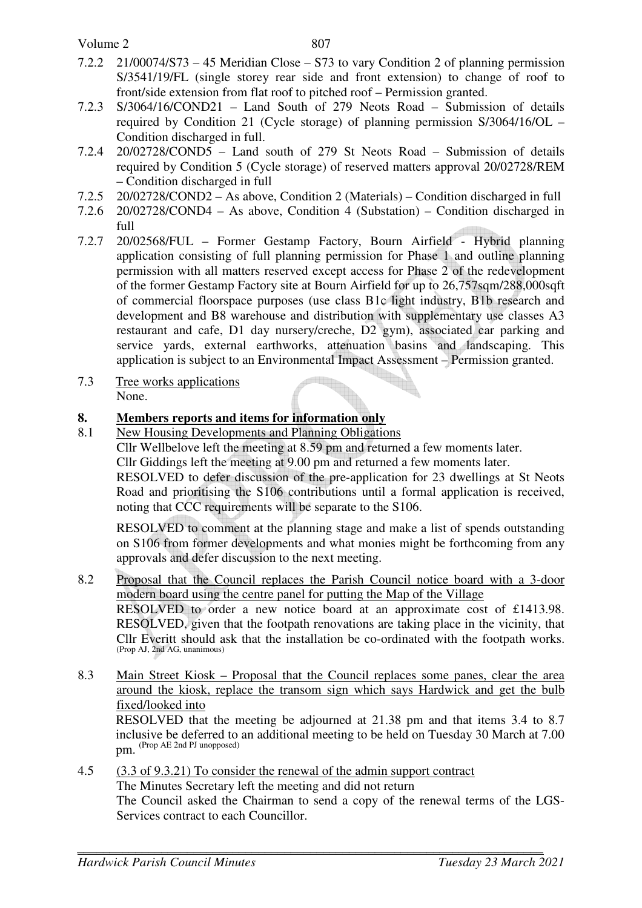7.2.2 21/00074/S73 – 45 Meridian Close – S73 to vary Condition 2 of planning permission S/3541/19/FL (single storey rear side and front extension) to change of roof to front/side extension from flat roof to pitched roof – Permission granted.

7.2.3 S/3064/16/COND21 – Land South of 279 Neots Road – Submission of details required by Condition 21 (Cycle storage) of planning permission S/3064/16/OL – Condition discharged in full.

7.2.4 20/02728/COND5 – Land south of 279 St Neots Road – Submission of details required by Condition 5 (Cycle storage) of reserved matters approval 20/02728/REM – Condition discharged in full

7.2.5 20/02728/COND2 – As above, Condition 2 (Materials) – Condition discharged in full

7.2.6 20/02728/COND4 – As above, Condition 4 (Substation) – Condition discharged in full

7.2.7 20/02568/FUL – Former Gestamp Factory, Bourn Airfield - Hybrid planning application consisting of full planning permission for Phase 1 and outline planning permission with all matters reserved except access for Phase 2 of the redevelopment of the former Gestamp Factory site at Bourn Airfield for up to 26,757sqm/288,000sqft of commercial floorspace purposes (use class B1c light industry, B1b research and development and B8 warehouse and distribution with supplementary use classes A3 restaurant and cafe, D1 day nursery/creche, D2 gym), associated car parking and service yards, external earthworks, attenuation basins and landscaping. This application is subject to an Environmental Impact Assessment – Permission granted.

7.3 Tree works applications
None.

## 8. Members reports and items for information only

8.1 New Housing Developments and Planning Obligations
Cllr Wellbelove left the meeting at 8.59 pm and returned a few moments later.
Cllr Giddings left the meeting at 9.00 pm and returned a few moments later.
RESOLVED to defer discussion of the pre-application for 23 dwellings at St Neots Road and prioritising the S106 contributions until a formal application is received, noting that CCC requirements will be separate to the S106.

RESOLVED to comment at the planning stage and make a list of spends outstanding on S106 from former developments and what monies might be forthcoming from any approvals and defer discussion to the next meeting.

8.2 Proposal that the Council replaces the Parish Council notice board with a 3-door modern board using the centre panel for putting the Map of the Village
RESOLVED to order a new notice board at an approximate cost of £1413.98. RESOLVED, given that the footpath renovations are taking place in the vicinity, that Cllr Everitt should ask that the installation be co-ordinated with the footpath works. (Prop AJ, 2nd AG, unanimous)

8.3 Main Street Kiosk – Proposal that the Council replaces some panes, clear the area around the kiosk, replace the transom sign which says Hardwick and get the bulb fixed/looked into
RESOLVED that the meeting be adjourned at 21.38 pm and that items 3.4 to 8.7 inclusive be deferred to an additional meeting to be held on Tuesday 30 March at 7.00 pm. (Prop AE 2nd PJ unopposed)

4.5 (3.3 of 9.3.21) To consider the renewal of the admin support contract
The Minutes Secretary left the meeting and did not return
The Council asked the Chairman to send a copy of the renewal terms of the LGS-Services contract to each Councillor.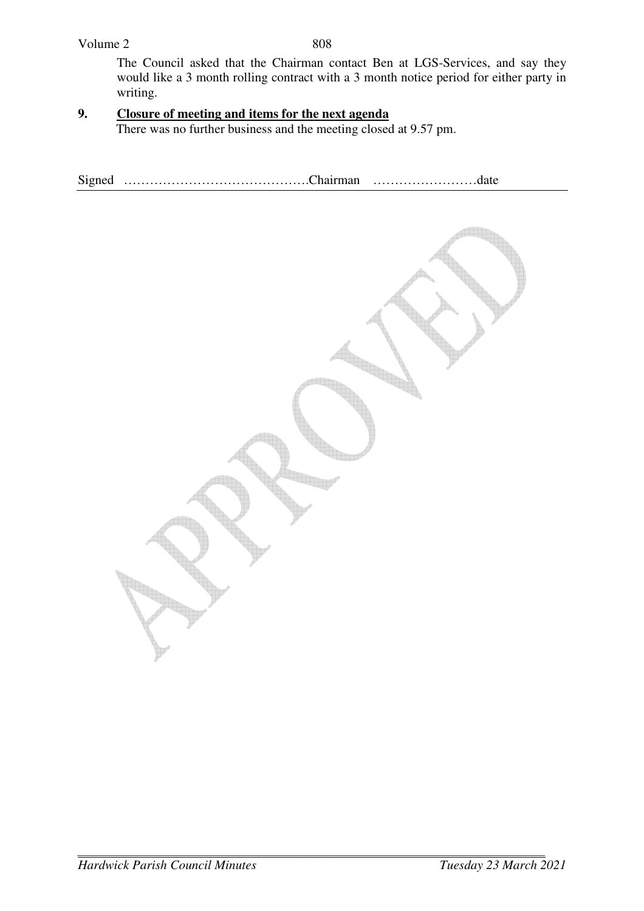The Council asked that the Chairman contact Ben at LGS-Services, and say they would like a 3 month rolling contract with a 3 month notice period for either party in writing.

## 9. **Closure of meeting and items for the next agenda**

There was no further business and the meeting closed at 9.57 pm.

Signed …………………………………….Chairman ……………………date

APPROVED